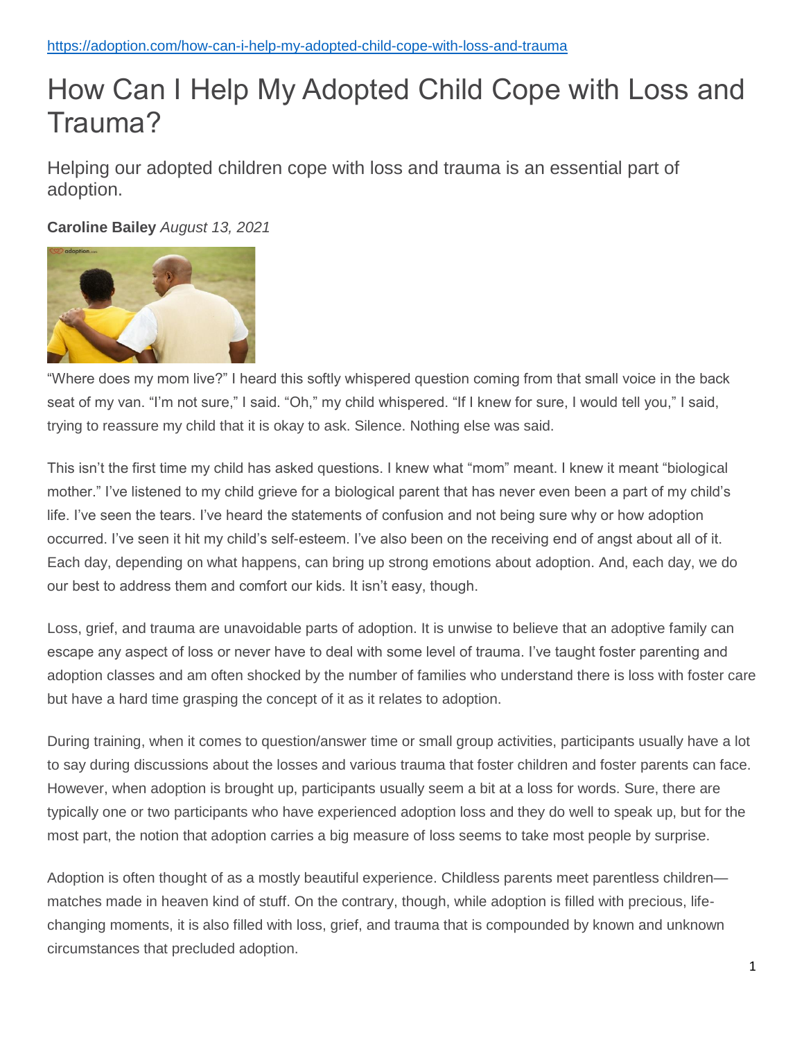https://adoption.com/how-can-i-help-my-adopted-child-cope-with-loss-and-trauma

# How Can I Help My Adopted Child Cope with Loss and Trauma?

## Helping our adopted children cope with loss and trauma is an essential part of adoption.

**Caroline Bailey** *August 13, 2021*

"Where does my mom live?" I heard this softly whispered question coming from that small voice in the back seat of my van. "I'm not sure," I said. "Oh," my child whispered. "If I knew for sure, I would tell you," I said, trying to reassure my child that it is okay to ask. Silence. Nothing else was said.

This isn't the first time my child has asked questions. I knew what "mom" meant. I knew it meant "biological mother." I've listened to my child grieve for a biological parent that has never even been a part of my child's life. I've seen the tears. I've heard the statements of confusion and not being sure why or how adoption occurred. I've seen it hit my child's self-esteem. I've also been on the receiving end of angst about all of it. Each day, depending on what happens, can bring up strong emotions about adoption. And, each day, we do our best to address them and comfort our kids. It isn't easy, though.

Loss, grief, and trauma are unavoidable parts of adoption. It is unwise to believe that an adoptive family can escape any aspect of loss or never have to deal with some level of trauma. I've taught foster parenting and adoption classes and am often shocked by the number of families who understand there is loss with foster care but have a hard time grasping the concept of it as it relates to adoption.

During training, when it comes to question/answer time or small group activities, participants usually have a lot to say during discussions about the losses and various trauma that foster children and foster parents can face. However, when adoption is brought up, participants usually seem a bit at a loss for words. Sure, there are typically one or two participants who have experienced adoption loss and they do well to speak up, but for the most part, the notion that adoption carries a big measure of loss seems to take most people by surprise.

Adoption is often thought of as a mostly beautiful experience. Childless parents meet parentless children—matches made in heaven kind of stuff. On the contrary, though, while adoption is filled with precious, life-changing moments, it is also filled with loss, grief, and trauma that is compounded by known and unknown circumstances that precluded adoption.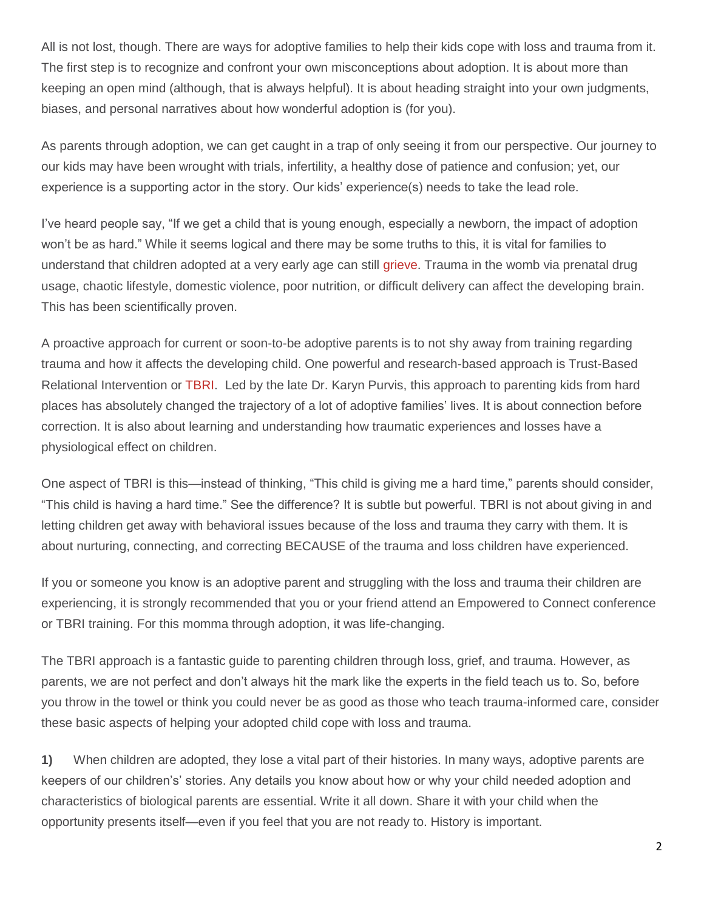All is not lost, though. There are ways for adoptive families to help their kids cope with loss and trauma from it. The first step is to recognize and confront your own misconceptions about adoption. It is about more than keeping an open mind (although, that is always helpful). It is about heading straight into your own judgments, biases, and personal narratives about how wonderful adoption is (for you).

As parents through adoption, we can get caught in a trap of only seeing it from our perspective. Our journey to our kids may have been wrought with trials, infertility, a healthy dose of patience and confusion; yet, our experience is a supporting actor in the story. Our kids' experience(s) needs to take the lead role.

I've heard people say, "If we get a child that is young enough, especially a newborn, the impact of adoption won't be as hard." While it seems logical and there may be some truths to this, it is vital for families to understand that children adopted at a very early age can still grieve. Trauma in the womb via prenatal drug usage, chaotic lifestyle, domestic violence, poor nutrition, or difficult delivery can affect the developing brain. This has been scientifically proven.

A proactive approach for current or soon-to-be adoptive parents is to not shy away from training regarding trauma and how it affects the developing child. One powerful and research-based approach is Trust-Based Relational Intervention or TBRI. Led by the late Dr. Karyn Purvis, this approach to parenting kids from hard places has absolutely changed the trajectory of a lot of adoptive families' lives. It is about connection before correction. It is also about learning and understanding how traumatic experiences and losses have a physiological effect on children.

One aspect of TBRI is this—instead of thinking, "This child is giving me a hard time," parents should consider, "This child is having a hard time." See the difference? It is subtle but powerful. TBRI is not about giving in and letting children get away with behavioral issues because of the loss and trauma they carry with them. It is about nurturing, connecting, and correcting BECAUSE of the trauma and loss children have experienced.

If you or someone you know is an adoptive parent and struggling with the loss and trauma their children are experiencing, it is strongly recommended that you or your friend attend an Empowered to Connect conference or TBRI training. For this momma through adoption, it was life-changing.

The TBRI approach is a fantastic guide to parenting children through loss, grief, and trauma. However, as parents, we are not perfect and don't always hit the mark like the experts in the field teach us to. So, before you throw in the towel or think you could never be as good as those who teach trauma-informed care, consider these basic aspects of helping your adopted child cope with loss and trauma.

**1)** When children are adopted, they lose a vital part of their histories. In many ways, adoptive parents are keepers of our children's' stories. Any details you know about how or why your child needed adoption and characteristics of biological parents are essential. Write it all down. Share it with your child when the opportunity presents itself—even if you feel that you are not ready to. History is important.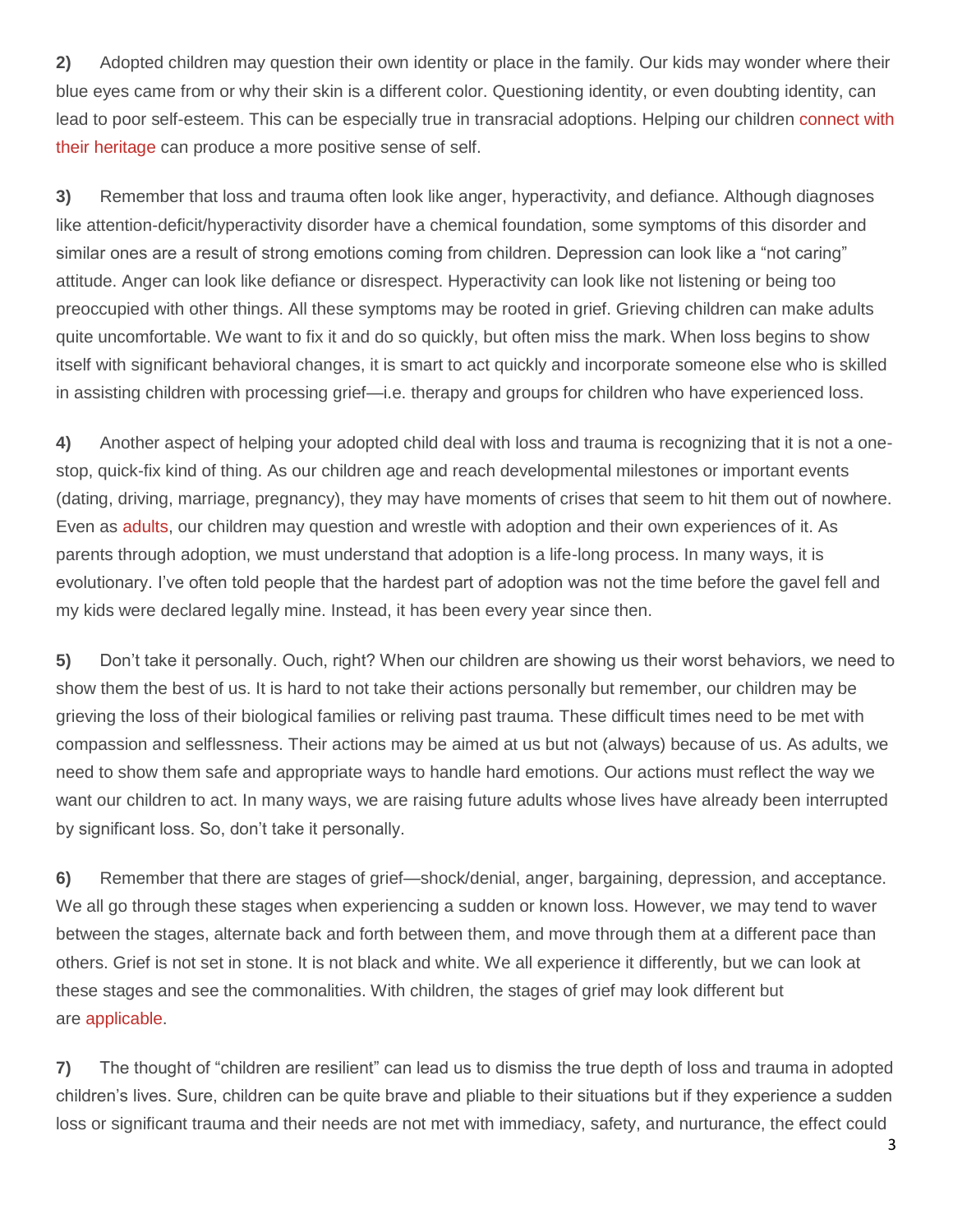**2)** Adopted children may question their own identity or place in the family. Our kids may wonder where their blue eyes came from or why their skin is a different color. Questioning identity, or even doubting identity, can lead to poor self-esteem. This can be especially true in transracial adoptions. Helping our children connect with their heritage can produce a more positive sense of self.

**3)** Remember that loss and trauma often look like anger, hyperactivity, and defiance. Although diagnoses like attention-deficit/hyperactivity disorder have a chemical foundation, some symptoms of this disorder and similar ones are a result of strong emotions coming from children. Depression can look like a "not caring" attitude. Anger can look like defiance or disrespect. Hyperactivity can look like not listening or being too preoccupied with other things. All these symptoms may be rooted in grief. Grieving children can make adults quite uncomfortable. We want to fix it and do so quickly, but often miss the mark. When loss begins to show itself with significant behavioral changes, it is smart to act quickly and incorporate someone else who is skilled in assisting children with processing grief—i.e. therapy and groups for children who have experienced loss.

**4)** Another aspect of helping your adopted child deal with loss and trauma is recognizing that it is not a one-stop, quick-fix kind of thing. As our children age and reach developmental milestones or important events (dating, driving, marriage, pregnancy), they may have moments of crises that seem to hit them out of nowhere. Even as adults, our children may question and wrestle with adoption and their own experiences of it. As parents through adoption, we must understand that adoption is a life-long process. In many ways, it is evolutionary. I've often told people that the hardest part of adoption was not the time before the gavel fell and my kids were declared legally mine. Instead, it has been every year since then.

**5)** Don't take it personally. Ouch, right? When our children are showing us their worst behaviors, we need to show them the best of us. It is hard to not take their actions personally but remember, our children may be grieving the loss of their biological families or reliving past trauma. These difficult times need to be met with compassion and selflessness. Their actions may be aimed at us but not (always) because of us. As adults, we need to show them safe and appropriate ways to handle hard emotions. Our actions must reflect the way we want our children to act. In many ways, we are raising future adults whose lives have already been interrupted by significant loss. So, don't take it personally.

**6)** Remember that there are stages of grief—shock/denial, anger, bargaining, depression, and acceptance. We all go through these stages when experiencing a sudden or known loss. However, we may tend to waver between the stages, alternate back and forth between them, and move through them at a different pace than others. Grief is not set in stone. It is not black and white. We all experience it differently, but we can look at these stages and see the commonalities. With children, the stages of grief may look different but are applicable.

**7)** The thought of "children are resilient" can lead us to dismiss the true depth of loss and trauma in adopted children's lives. Sure, children can be quite brave and pliable to their situations but if they experience a sudden loss or significant trauma and their needs are not met with immediacy, safety, and nurturance, the effect could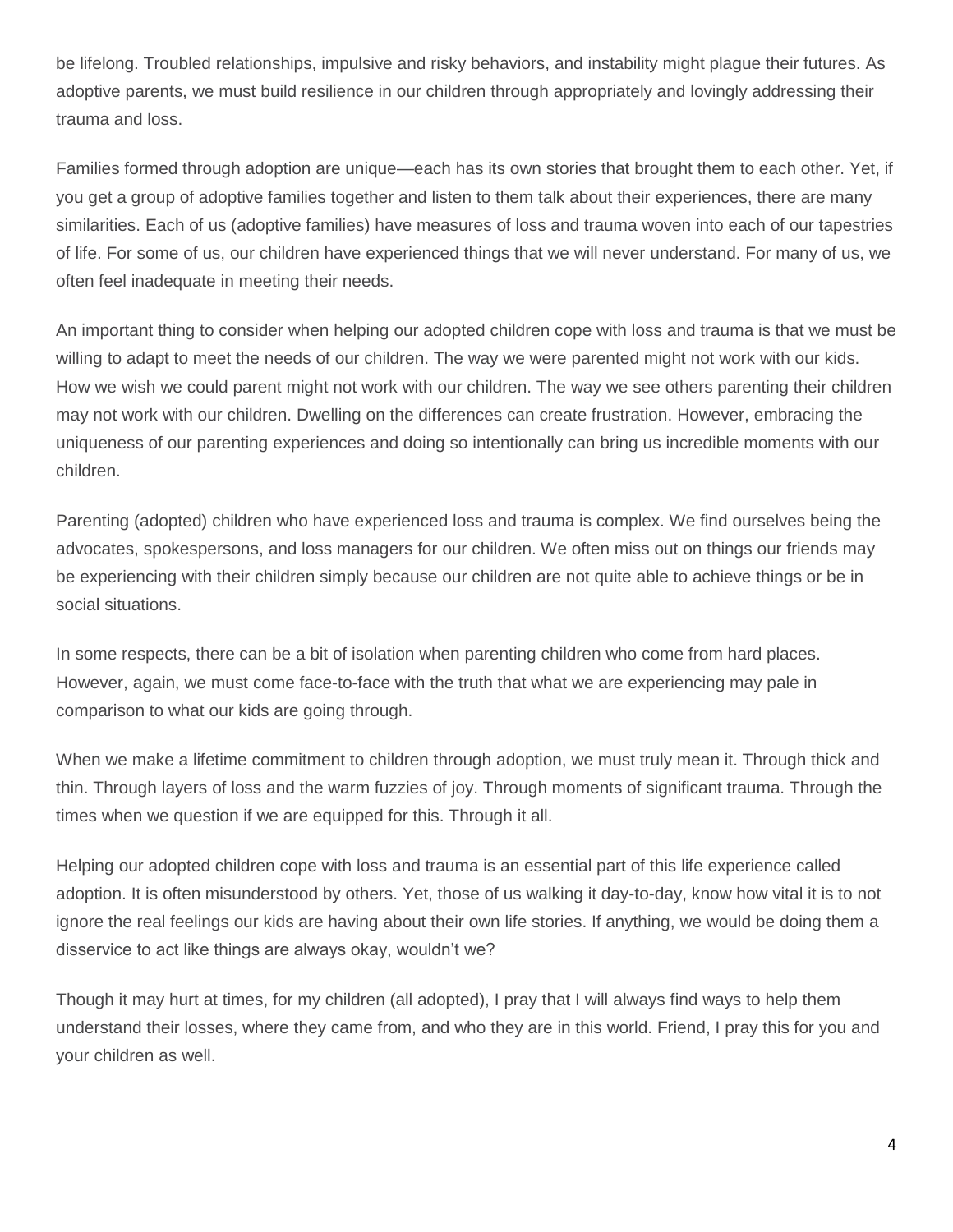be lifelong. Troubled relationships, impulsive and risky behaviors, and instability might plague their futures. As adoptive parents, we must build resilience in our children through appropriately and lovingly addressing their trauma and loss.

Families formed through adoption are unique—each has its own stories that brought them to each other. Yet, if you get a group of adoptive families together and listen to them talk about their experiences, there are many similarities. Each of us (adoptive families) have measures of loss and trauma woven into each of our tapestries of life. For some of us, our children have experienced things that we will never understand. For many of us, we often feel inadequate in meeting their needs.

An important thing to consider when helping our adopted children cope with loss and trauma is that we must be willing to adapt to meet the needs of our children. The way we were parented might not work with our kids. How we wish we could parent might not work with our children. The way we see others parenting their children may not work with our children. Dwelling on the differences can create frustration. However, embracing the uniqueness of our parenting experiences and doing so intentionally can bring us incredible moments with our children.

Parenting (adopted) children who have experienced loss and trauma is complex. We find ourselves being the advocates, spokespersons, and loss managers for our children. We often miss out on things our friends may be experiencing with their children simply because our children are not quite able to achieve things or be in social situations.

In some respects, there can be a bit of isolation when parenting children who come from hard places. However, again, we must come face-to-face with the truth that what we are experiencing may pale in comparison to what our kids are going through.

When we make a lifetime commitment to children through adoption, we must truly mean it. Through thick and thin. Through layers of loss and the warm fuzzies of joy. Through moments of significant trauma. Through the times when we question if we are equipped for this. Through it all.

Helping our adopted children cope with loss and trauma is an essential part of this life experience called adoption. It is often misunderstood by others. Yet, those of us walking it day-to-day, know how vital it is to not ignore the real feelings our kids are having about their own life stories. If anything, we would be doing them a disservice to act like things are always okay, wouldn't we?

Though it may hurt at times, for my children (all adopted), I pray that I will always find ways to help them understand their losses, where they came from, and who they are in this world. Friend, I pray this for you and your children as well.